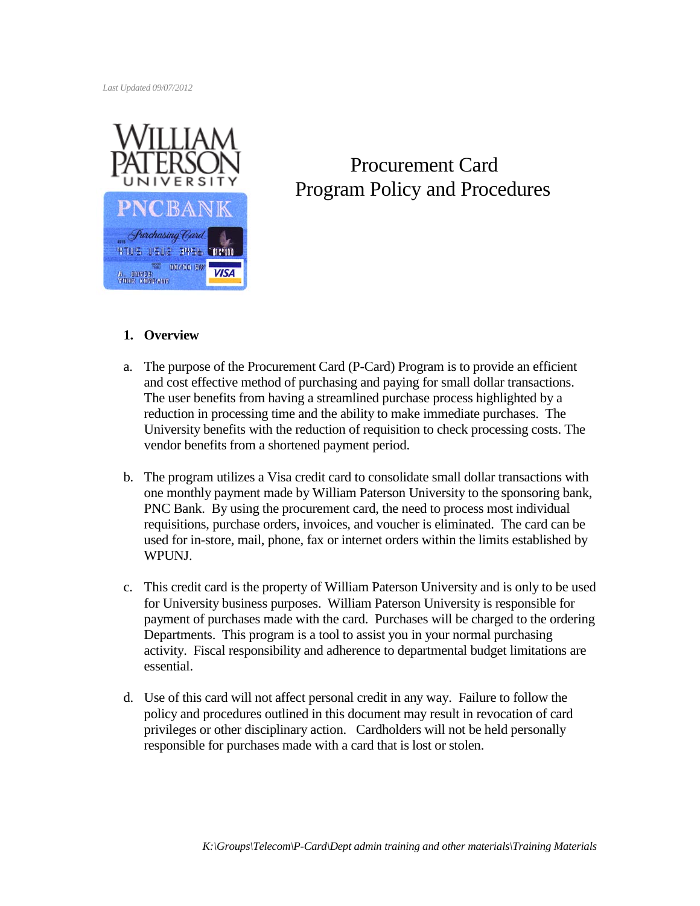*Last Updated 09/07/2012*

# Procurement Card Program Policy and Procedures

## 1. Overview

a. The purpose of the Procurement Card (P-Card) Program is to provide an efficient and cost effective method of purchasing and paying for small dollar transactions. The user benefits from having a streamlined purchase process highlighted by a reduction in processing time and the ability to make immediate purchases. The University benefits with the reduction of requisition to check processing costs. The vendor benefits from a shortened payment period.

b. The program utilizes a Visa credit card to consolidate small dollar transactions with one monthly payment made by William Paterson University to the sponsoring bank, PNC Bank. By using the procurement card, the need to process most individual requisitions, purchase orders, invoices, and voucher is eliminated. The card can be used for in-store, mail, phone, fax or internet orders within the limits established by WPUNJ.

c. This credit card is the property of William Paterson University and is only to be used for University business purposes. William Paterson University is responsible for payment of purchases made with the card. Purchases will be charged to the ordering Departments. This program is a tool to assist you in your normal purchasing activity. Fiscal responsibility and adherence to departmental budget limitations are essential.

d. Use of this card will not affect personal credit in any way. Failure to follow the policy and procedures outlined in this document may result in revocation of card privileges or other disciplinary action. Cardholders will not be held personally responsible for purchases made with a card that is lost or stolen.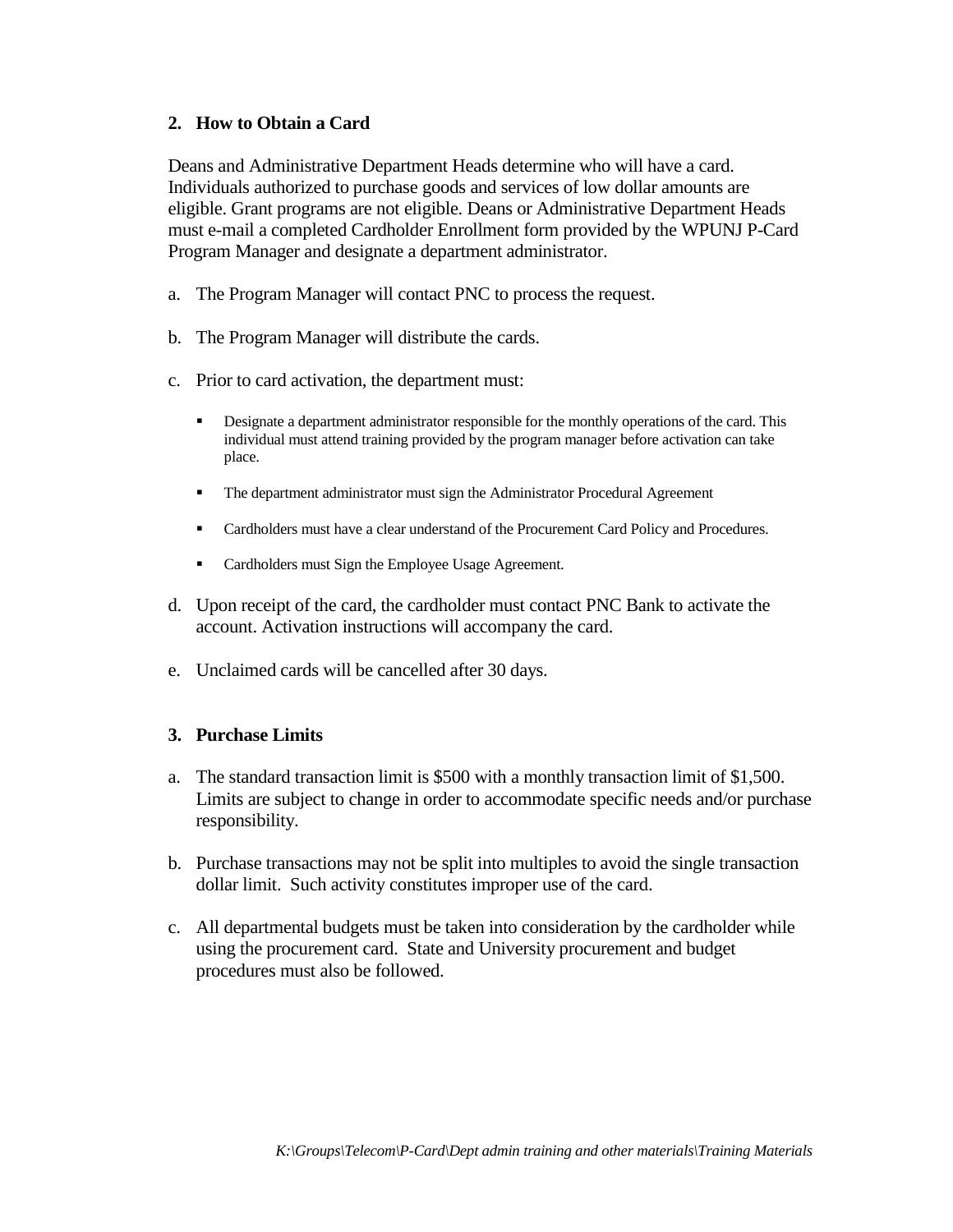## 2. How to Obtain a Card

Deans and Administrative Department Heads determine who will have a card. Individuals authorized to purchase goods and services of low dollar amounts are eligible. Grant programs are not eligible. Deans or Administrative Department Heads must e-mail a completed Cardholder Enrollment form provided by the WPUNJ P-Card Program Manager and designate a department administrator.

a. The Program Manager will contact PNC to process the request.

b. The Program Manager will distribute the cards.

c. Prior to card activation, the department must:

   - Designate a department administrator responsible for the monthly operations of the card. This individual must attend training provided by the program manager before activation can take place.
   - The department administrator must sign the Administrator Procedural Agreement
   - Cardholders must have a clear understand of the Procurement Card Policy and Procedures.
   - Cardholders must Sign the Employee Usage Agreement.

d. Upon receipt of the card, the cardholder must contact PNC Bank to activate the account. Activation instructions will accompany the card.

e. Unclaimed cards will be cancelled after 30 days.

## 3. Purchase Limits

a. The standard transaction limit is $500 with a monthly transaction limit of $1,500. Limits are subject to change in order to accommodate specific needs and/or purchase responsibility.

b. Purchase transactions may not be split into multiples to avoid the single transaction dollar limit. Such activity constitutes improper use of the card.

c. All departmental budgets must be taken into consideration by the cardholder while using the procurement card. State and University procurement and budget procedures must also be followed.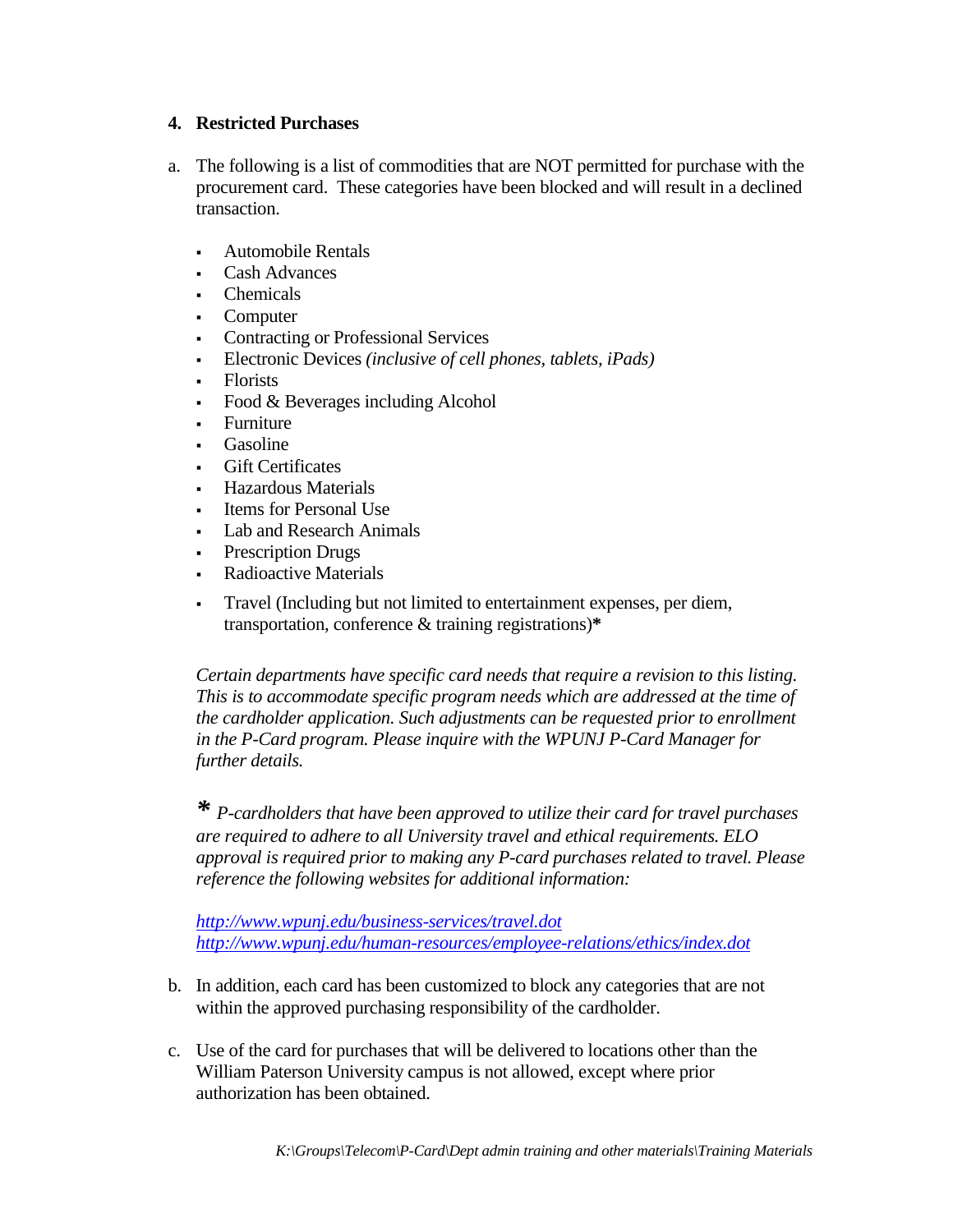### 4. Restricted Purchases

a. The following is a list of commodities that are NOT permitted for purchase with the procurement card. These categories have been blocked and will result in a declined transaction.

- Automobile Rentals
- Cash Advances
- Chemicals
- Computer
- Contracting or Professional Services
- Electronic Devices *(inclusive of cell phones, tablets, iPads)*
- Florists
- Food & Beverages including Alcohol
- Furniture
- Gasoline
- Gift Certificates
- Hazardous Materials
- Items for Personal Use
- Lab and Research Animals
- Prescription Drugs
- Radioactive Materials
- Travel (Including but not limited to entertainment expenses, per diem, transportation, conference & training registrations)**\***

*Certain departments have specific card needs that require a revision to this listing. This is to accommodate specific program needs which are addressed at the time of the cardholder application. Such adjustments can be requested prior to enrollment in the P-Card program. Please inquire with the WPUNJ P-Card Manager for further details.*

**\*** *P-cardholders that have been approved to utilize their card for travel purchases are required to adhere to all University travel and ethical requirements. ELO approval is required prior to making any P-card purchases related to travel. Please reference the following websites for additional information:*

*http://www.wpunj.edu/business-services/travel.dot*
*http://www.wpunj.edu/human-resources/employee-relations/ethics/index.dot*

b. In addition, each card has been customized to block any categories that are not within the approved purchasing responsibility of the cardholder.

c. Use of the card for purchases that will be delivered to locations other than the William Paterson University campus is not allowed, except where prior authorization has been obtained.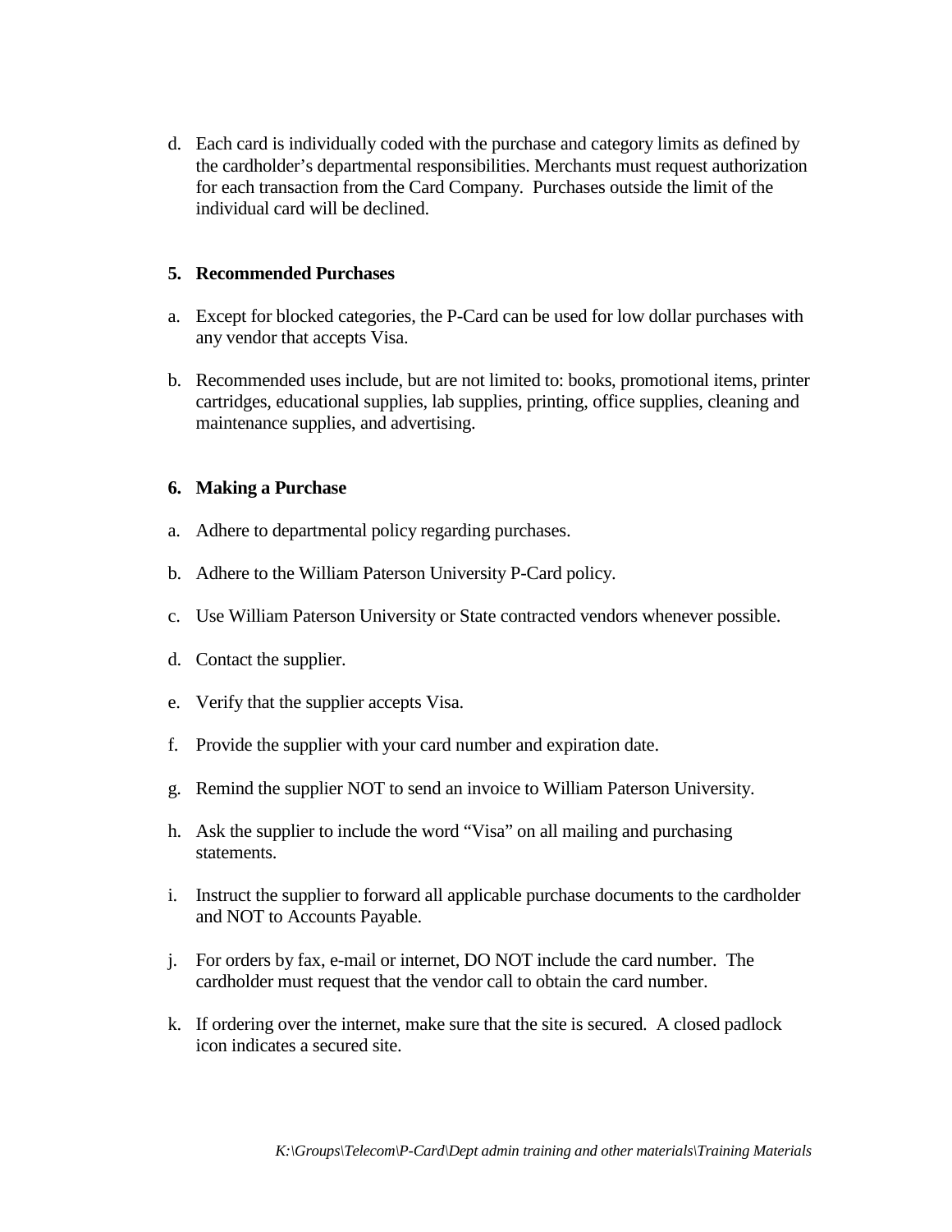d. Each card is individually coded with the purchase and category limits as defined by the cardholder's departmental responsibilities. Merchants must request authorization for each transaction from the Card Company. Purchases outside the limit of the individual card will be declined.

**5. Recommended Purchases**

a. Except for blocked categories, the P-Card can be used for low dollar purchases with any vendor that accepts Visa.

b. Recommended uses include, but are not limited to: books, promotional items, printer cartridges, educational supplies, lab supplies, printing, office supplies, cleaning and maintenance supplies, and advertising.

**6. Making a Purchase**

a. Adhere to departmental policy regarding purchases.

b. Adhere to the William Paterson University P-Card policy.

c. Use William Paterson University or State contracted vendors whenever possible.

d. Contact the supplier.

e. Verify that the supplier accepts Visa.

f. Provide the supplier with your card number and expiration date.

g. Remind the supplier NOT to send an invoice to William Paterson University.

h. Ask the supplier to include the word "Visa" on all mailing and purchasing statements.

i. Instruct the supplier to forward all applicable purchase documents to the cardholder and NOT to Accounts Payable.

j. For orders by fax, e-mail or internet, DO NOT include the card number. The cardholder must request that the vendor call to obtain the card number.

k. If ordering over the internet, make sure that the site is secured. A closed padlock icon indicates a secured site.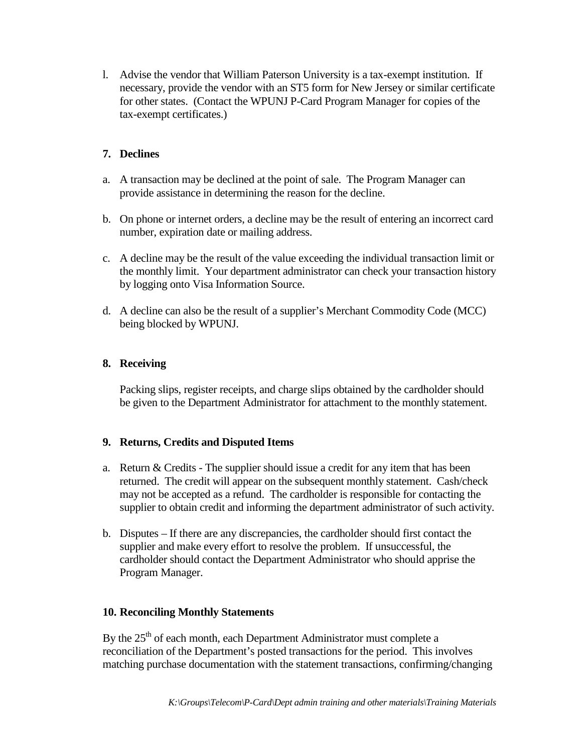l. Advise the vendor that William Paterson University is a tax-exempt institution. If necessary, provide the vendor with an ST5 form for New Jersey or similar certificate for other states. (Contact the WPUNJ P-Card Program Manager for copies of the tax-exempt certificates.)

## 7. Declines

a. A transaction may be declined at the point of sale. The Program Manager can provide assistance in determining the reason for the decline.

b. On phone or internet orders, a decline may be the result of entering an incorrect card number, expiration date or mailing address.

c. A decline may be the result of the value exceeding the individual transaction limit or the monthly limit. Your department administrator can check your transaction history by logging onto Visa Information Source.

d. A decline can also be the result of a supplier's Merchant Commodity Code (MCC) being blocked by WPUNJ.

## 8. Receiving

Packing slips, register receipts, and charge slips obtained by the cardholder should be given to the Department Administrator for attachment to the monthly statement.

## 9. Returns, Credits and Disputed Items

a. Return & Credits - The supplier should issue a credit for any item that has been returned. The credit will appear on the subsequent monthly statement. Cash/check may not be accepted as a refund. The cardholder is responsible for contacting the supplier to obtain credit and informing the department administrator of such activity.

b. Disputes – If there are any discrepancies, the cardholder should first contact the supplier and make every effort to resolve the problem. If unsuccessful, the cardholder should contact the Department Administrator who should apprise the Program Manager.

## 10. Reconciling Monthly Statements

By the 25th of each month, each Department Administrator must complete a reconciliation of the Department's posted transactions for the period. This involves matching purchase documentation with the statement transactions, confirming/changing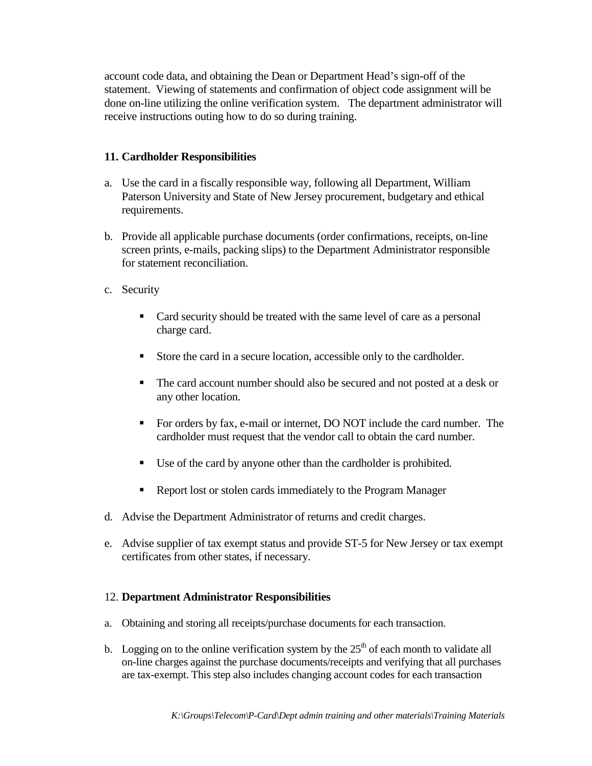account code data, and obtaining the Dean or Department Head's sign-off of the statement. Viewing of statements and confirmation of object code assignment will be done on-line utilizing the online verification system. The department administrator will receive instructions outing how to do so during training.

### 11. Cardholder Responsibilities

a. Use the card in a fiscally responsible way, following all Department, William Paterson University and State of New Jersey procurement, budgetary and ethical requirements.

b. Provide all applicable purchase documents (order confirmations, receipts, on-line screen prints, e-mails, packing slips) to the Department Administrator responsible for statement reconciliation.

c. Security

   - Card security should be treated with the same level of care as a personal charge card.
   - Store the card in a secure location, accessible only to the cardholder.
   - The card account number should also be secured and not posted at a desk or any other location.
   - For orders by fax, e-mail or internet, DO NOT include the card number. The cardholder must request that the vendor call to obtain the card number.
   - Use of the card by anyone other than the cardholder is prohibited.
   - Report lost or stolen cards immediately to the Program Manager

d. Advise the Department Administrator of returns and credit charges.

e. Advise supplier of tax exempt status and provide ST-5 for New Jersey or tax exempt certificates from other states, if necessary.

### 12. Department Administrator Responsibilities

a. Obtaining and storing all receipts/purchase documents for each transaction.

b. Logging on to the online verification system by the 25th of each month to validate all on-line charges against the purchase documents/receipts and verifying that all purchases are tax-exempt. This step also includes changing account codes for each transaction

*K:\Groups\Telecom\P-Card\Dept admin training and other materials\Training Materials*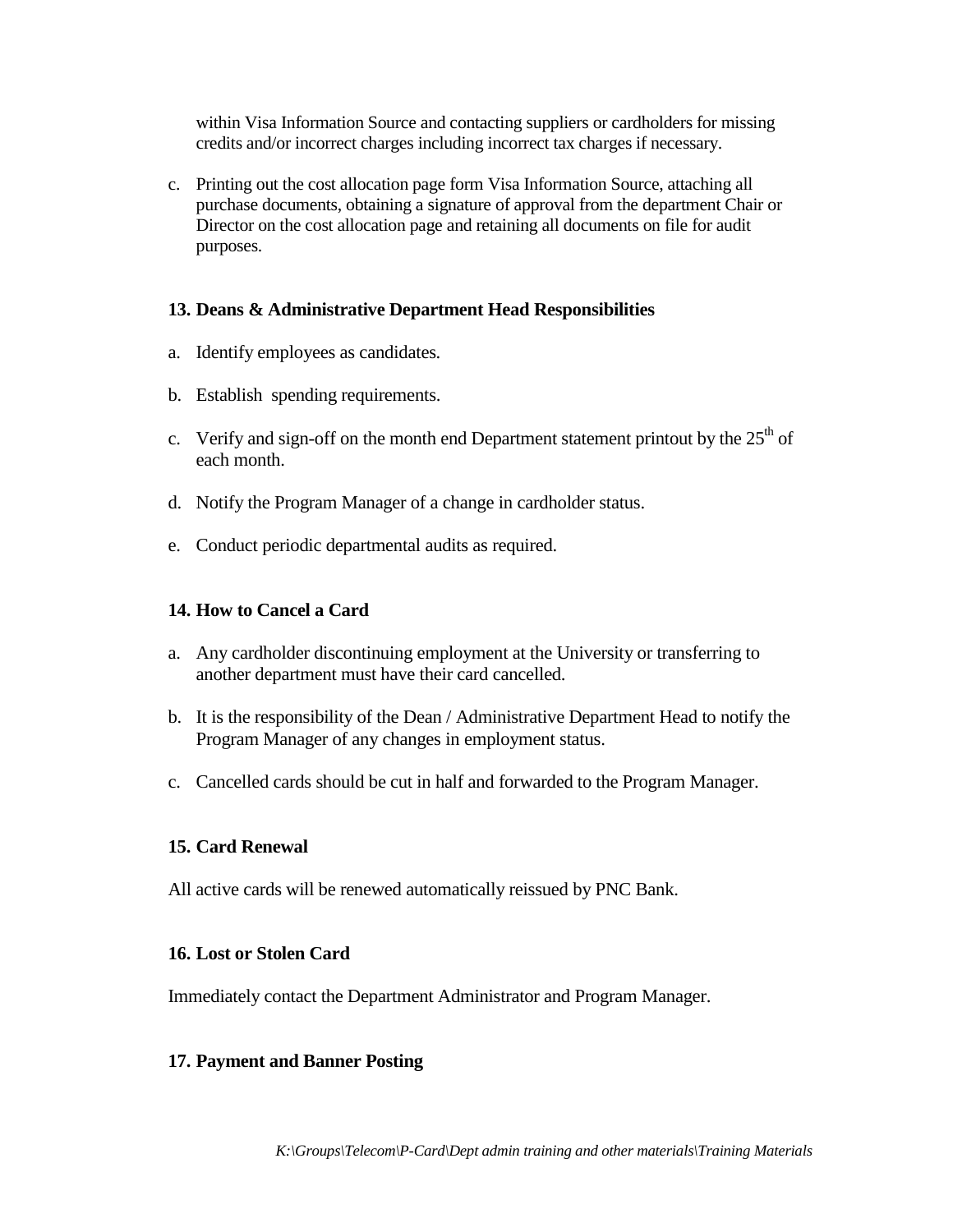within Visa Information Source and contacting suppliers or cardholders for missing credits and/or incorrect charges including incorrect tax charges if necessary.

c. Printing out the cost allocation page form Visa Information Source, attaching all purchase documents, obtaining a signature of approval from the department Chair or Director on the cost allocation page and retaining all documents on file for audit purposes.

**13. Deans & Administrative Department Head Responsibilities**

a. Identify employees as candidates.

b. Establish spending requirements.

c. Verify and sign-off on the month end Department statement printout by the 25th of each month.

d. Notify the Program Manager of a change in cardholder status.

e. Conduct periodic departmental audits as required.

**14. How to Cancel a Card**

a. Any cardholder discontinuing employment at the University or transferring to another department must have their card cancelled.

b. It is the responsibility of the Dean / Administrative Department Head to notify the Program Manager of any changes in employment status.

c. Cancelled cards should be cut in half and forwarded to the Program Manager.

**15. Card Renewal**

All active cards will be renewed automatically reissued by PNC Bank.

**16. Lost or Stolen Card**

Immediately contact the Department Administrator and Program Manager.

**17. Payment and Banner Posting**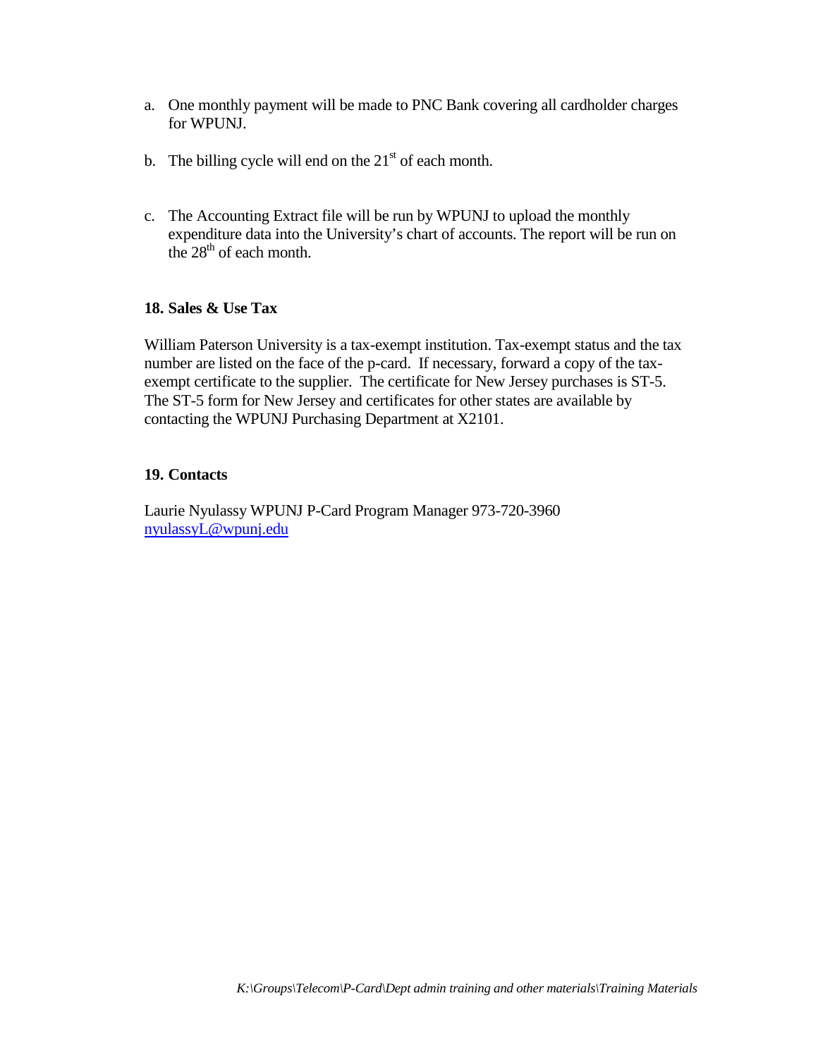a. One monthly payment will be made to PNC Bank covering all cardholder charges for WPUNJ.

b. The billing cycle will end on the 21st of each month.

c. The Accounting Extract file will be run by WPUNJ to upload the monthly expenditure data into the University's chart of accounts. The report will be run on the 28th of each month.

**18. Sales & Use Tax**

William Paterson University is a tax-exempt institution. Tax-exempt status and the tax number are listed on the face of the p-card. If necessary, forward a copy of the tax-exempt certificate to the supplier. The certificate for New Jersey purchases is ST-5. The ST-5 form for New Jersey and certificates for other states are available by contacting the WPUNJ Purchasing Department at X2101.

**19. Contacts**

Laurie Nyulassy WPUNJ P-Card Program Manager 973-720-3960
nyulassyL@wpunj.edu

*K:\Groups\Telecom\P-Card\Dept admin training and other materials\Training Materials*